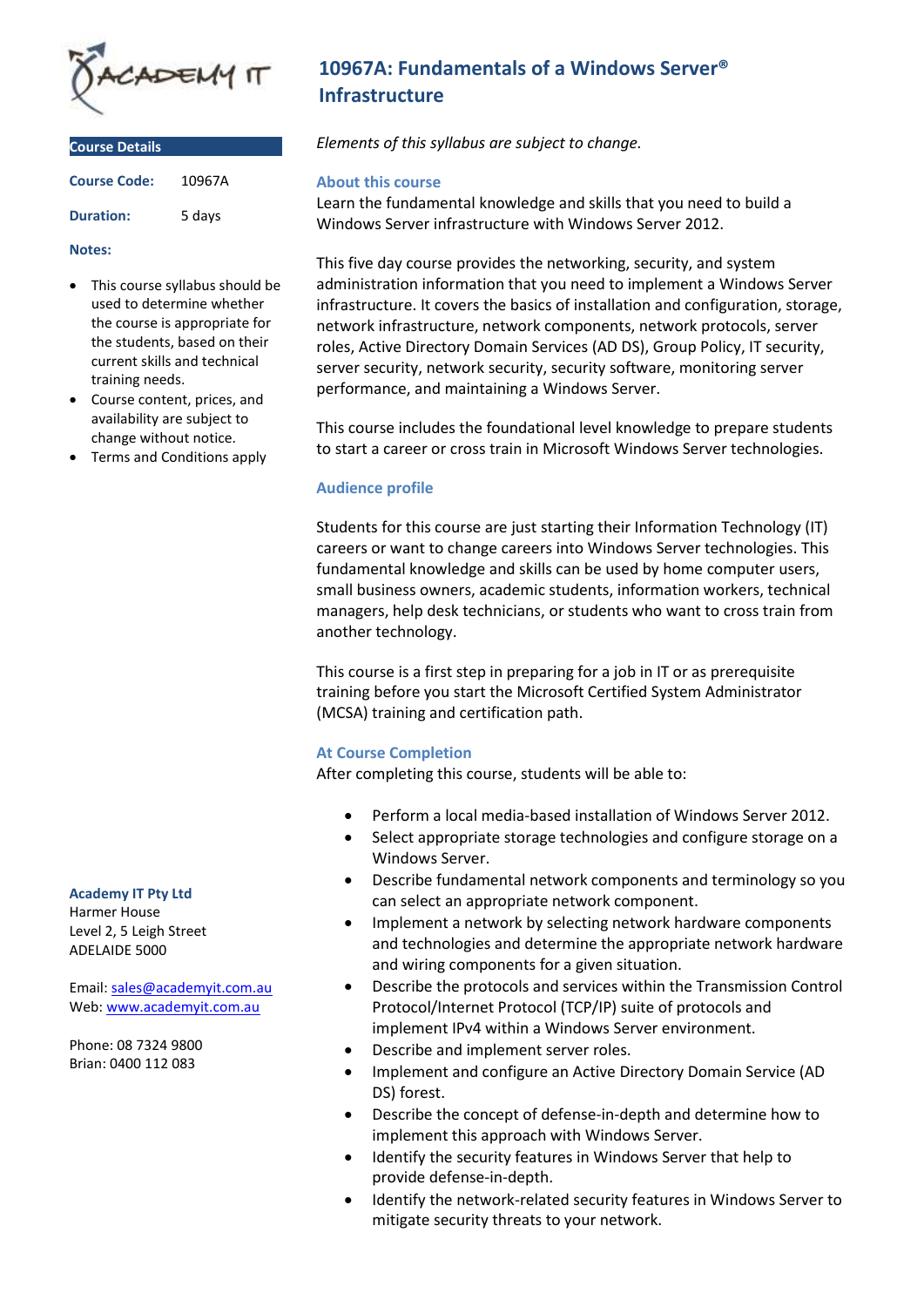# 10967A: Fundamentals of a Windows Server® Infrastructure

## Course Details

| | |
|---|---|
| **Course Code:** | 10967A |
| **Duration:** | 5 days |

**Notes:**

- This course syllabus should be used to determine whether the course is appropriate for the students, based on their current skills and technical training needs.
- Course content, prices, and availability are subject to change without notice.
- Terms and Conditions apply

*Elements of this syllabus are subject to change.*

### About this course

Learn the fundamental knowledge and skills that you need to build a Windows Server infrastructure with Windows Server 2012.

This five day course provides the networking, security, and system administration information that you need to implement a Windows Server infrastructure. It covers the basics of installation and configuration, storage, network infrastructure, network components, network protocols, server roles, Active Directory Domain Services (AD DS), Group Policy, IT security, server security, network security, security software, monitoring server performance, and maintaining a Windows Server.

This course includes the foundational level knowledge to prepare students to start a career or cross train in Microsoft Windows Server technologies.

### Audience profile

Students for this course are just starting their Information Technology (IT) careers or want to change careers into Windows Server technologies. This fundamental knowledge and skills can be used by home computer users, small business owners, academic students, information workers, technical managers, help desk technicians, or students who want to cross train from another technology.

This course is a first step in preparing for a job in IT or as prerequisite training before you start the Microsoft Certified System Administrator (MCSA) training and certification path.

### At Course Completion

After completing this course, students will be able to:

- Perform a local media-based installation of Windows Server 2012.
- Select appropriate storage technologies and configure storage on a Windows Server.
- Describe fundamental network components and terminology so you can select an appropriate network component.
- Implement a network by selecting network hardware components and technologies and determine the appropriate network hardware and wiring components for a given situation.
- Describe the protocols and services within the Transmission Control Protocol/Internet Protocol (TCP/IP) suite of protocols and implement IPv4 within a Windows Server environment.
- Describe and implement server roles.
- Implement and configure an Active Directory Domain Service (AD DS) forest.
- Describe the concept of defense-in-depth and determine how to implement this approach with Windows Server.
- Identify the security features in Windows Server that help to provide defense-in-depth.
- Identify the network-related security features in Windows Server to mitigate security threats to your network.

**Academy IT Pty Ltd**
Harmer House
Level 2, 5 Leigh Street
ADELAIDE 5000

Email: sales@academyit.com.au
Web: www.academyit.com.au

Phone: 08 7324 9800
Brian: 0400 112 083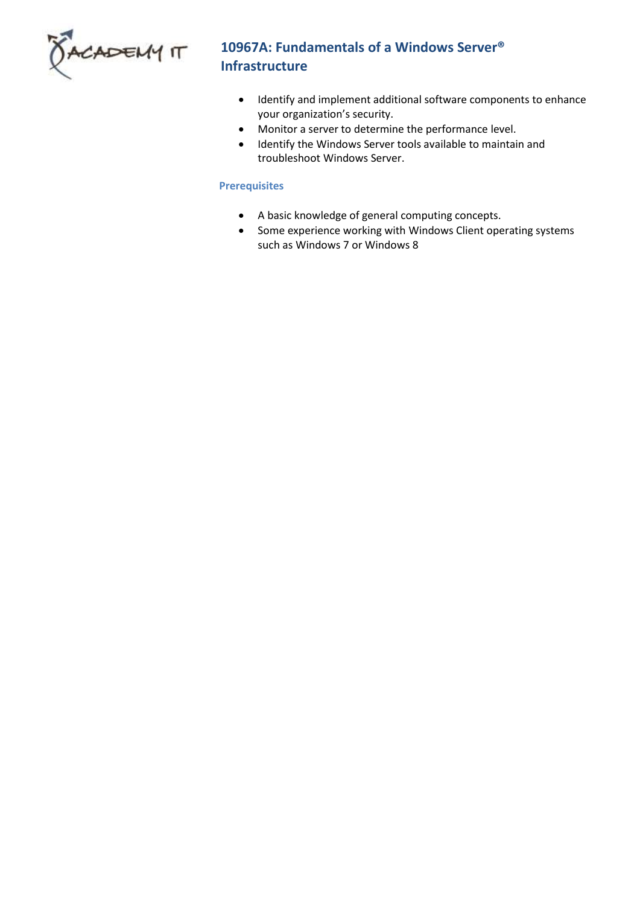- Identify and implement additional software components to enhance your organization's security.
- Monitor a server to determine the performance level.
- Identify the Windows Server tools available to maintain and troubleshoot Windows Server.

### Prerequisites

- A basic knowledge of general computing concepts.
- Some experience working with Windows Client operating systems such as Windows 7 or Windows 8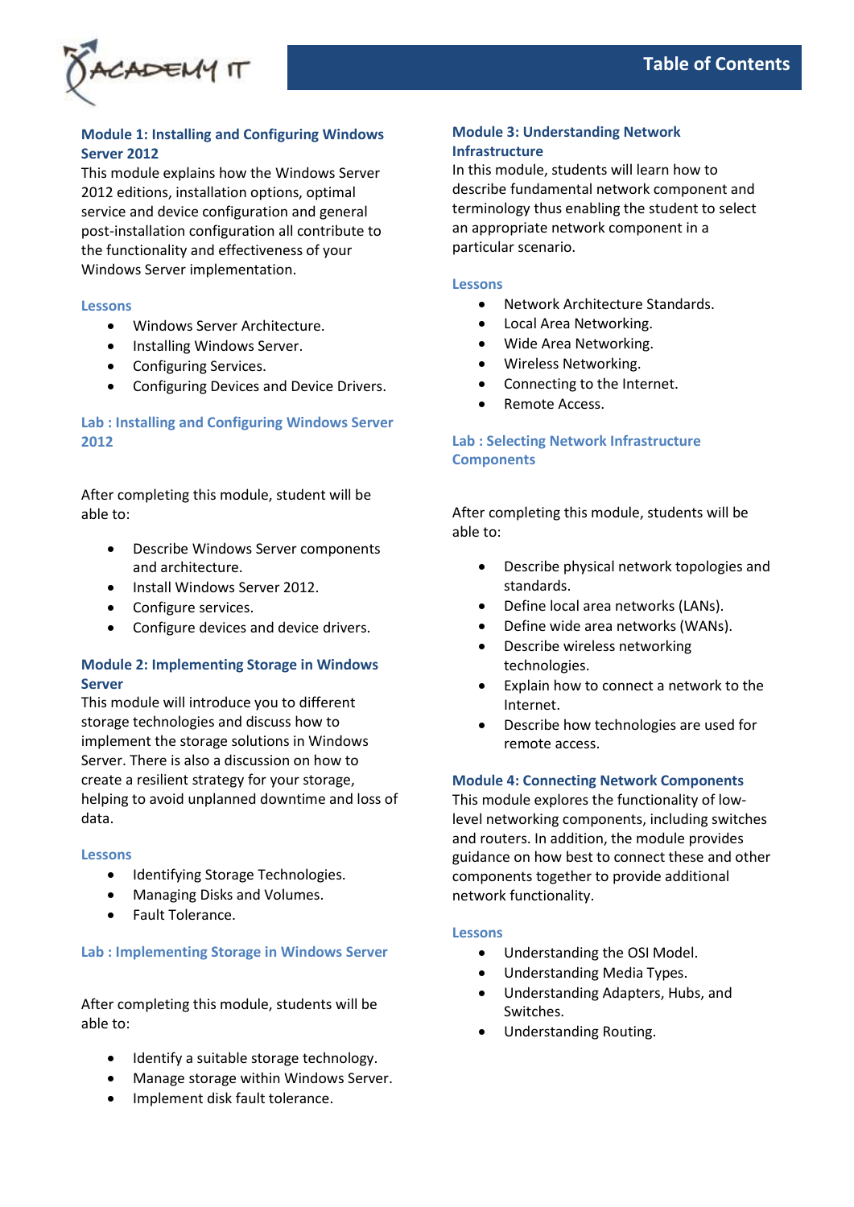## Module 1: Installing and Configuring Windows Server 2012

This module explains how the Windows Server 2012 editions, installation options, optimal service and device configuration and general post-installation configuration all contribute to the functionality and effectiveness of your Windows Server implementation.

### Lessons

- Windows Server Architecture.
- Installing Windows Server.
- Configuring Services.
- Configuring Devices and Device Drivers.

### Lab : Installing and Configuring Windows Server 2012

After completing this module, student will be able to:

- Describe Windows Server components and architecture.
- Install Windows Server 2012.
- Configure services.
- Configure devices and device drivers.

## Module 2: Implementing Storage in Windows Server

This module will introduce you to different storage technologies and discuss how to implement the storage solutions in Windows Server. There is also a discussion on how to create a resilient strategy for your storage, helping to avoid unplanned downtime and loss of data.

### Lessons

- Identifying Storage Technologies.
- Managing Disks and Volumes.
- Fault Tolerance.

### Lab : Implementing Storage in Windows Server

After completing this module, students will be able to:

- Identify a suitable storage technology.
- Manage storage within Windows Server.
- Implement disk fault tolerance.

## Module 3: Understanding Network Infrastructure

In this module, students will learn how to describe fundamental network component and terminology thus enabling the student to select an appropriate network component in a particular scenario.

### Lessons

- Network Architecture Standards.
- Local Area Networking.
- Wide Area Networking.
- Wireless Networking.
- Connecting to the Internet.
- Remote Access.

### Lab : Selecting Network Infrastructure Components

After completing this module, students will be able to:

- Describe physical network topologies and standards.
- Define local area networks (LANs).
- Define wide area networks (WANs).
- Describe wireless networking technologies.
- Explain how to connect a network to the Internet.
- Describe how technologies are used for remote access.

## Module 4: Connecting Network Components

This module explores the functionality of low-level networking components, including switches and routers. In addition, the module provides guidance on how best to connect these and other components together to provide additional network functionality.

### Lessons

- Understanding the OSI Model.
- Understanding Media Types.
- Understanding Adapters, Hubs, and Switches.
- Understanding Routing.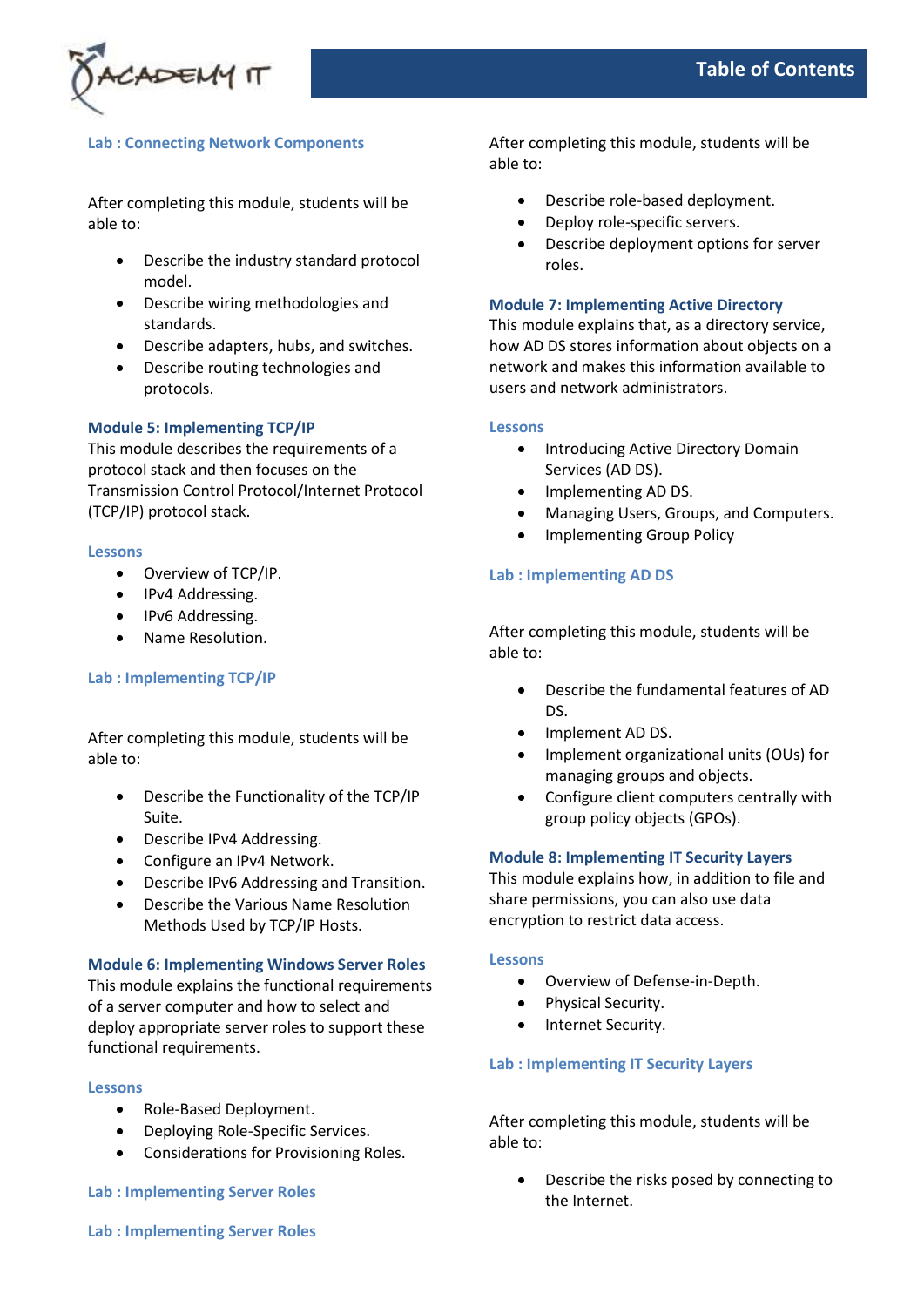### Lab : Connecting Network Components

After completing this module, students will be able to:

- Describe the industry standard protocol model.
- Describe wiring methodologies and standards.
- Describe adapters, hubs, and switches.
- Describe routing technologies and protocols.

### Module 5: Implementing TCP/IP

This module describes the requirements of a protocol stack and then focuses on the Transmission Control Protocol/Internet Protocol (TCP/IP) protocol stack.

#### Lessons

- Overview of TCP/IP.
- IPv4 Addressing.
- IPv6 Addressing.
- Name Resolution.

### Lab : Implementing TCP/IP

After completing this module, students will be able to:

- Describe the Functionality of the TCP/IP Suite.
- Describe IPv4 Addressing.
- Configure an IPv4 Network.
- Describe IPv6 Addressing and Transition.
- Describe the Various Name Resolution Methods Used by TCP/IP Hosts.

### Module 6: Implementing Windows Server Roles

This module explains the functional requirements of a server computer and how to select and deploy appropriate server roles to support these functional requirements.

#### Lessons

- Role-Based Deployment.
- Deploying Role-Specific Services.
- Considerations for Provisioning Roles.

### Lab : Implementing Server Roles

### Lab : Implementing Server Roles

After completing this module, students will be able to:

- Describe role-based deployment.
- Deploy role-specific servers.
- Describe deployment options for server roles.

### Module 7: Implementing Active Directory

This module explains that, as a directory service, how AD DS stores information about objects on a network and makes this information available to users and network administrators.

#### Lessons

- Introducing Active Directory Domain Services (AD DS).
- Implementing AD DS.
- Managing Users, Groups, and Computers.
- Implementing Group Policy

### Lab : Implementing AD DS

After completing this module, students will be able to:

- Describe the fundamental features of AD DS.
- Implement AD DS.
- Implement organizational units (OUs) for managing groups and objects.
- Configure client computers centrally with group policy objects (GPOs).

### Module 8: Implementing IT Security Layers

This module explains how, in addition to file and share permissions, you can also use data encryption to restrict data access.

#### Lessons

- Overview of Defense-in-Depth.
- Physical Security.
- Internet Security.

### Lab : Implementing IT Security Layers

After completing this module, students will be able to:

- Describe the risks posed by connecting to the Internet.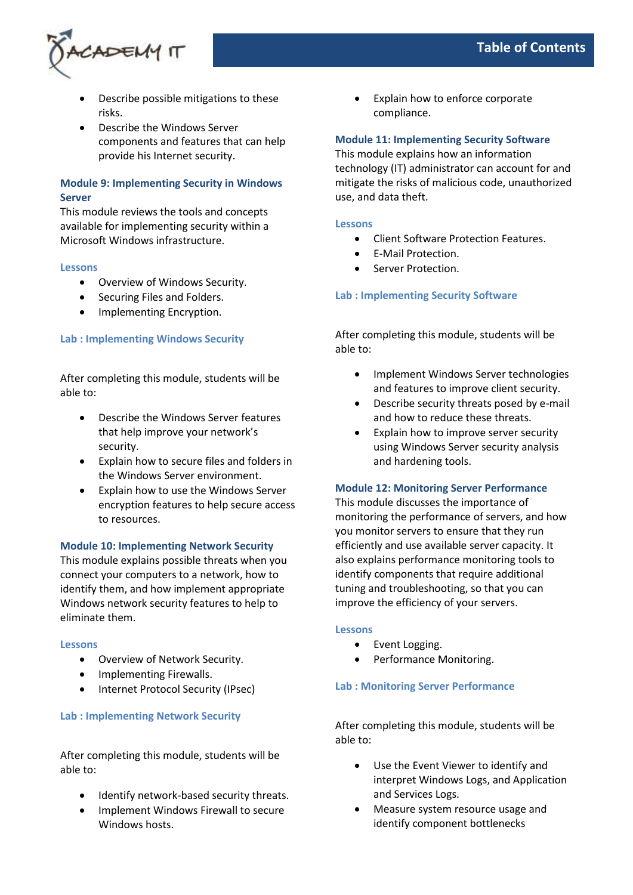- Describe possible mitigations to these risks.
- Describe the Windows Server components and features that can help provide his Internet security.

### Module 9: Implementing Security in Windows Server

This module reviews the tools and concepts available for implementing security within a Microsoft Windows infrastructure.

#### Lessons

- Overview of Windows Security.
- Securing Files and Folders.
- Implementing Encryption.

#### Lab : Implementing Windows Security

After completing this module, students will be able to:

- Describe the Windows Server features that help improve your network's security.
- Explain how to secure files and folders in the Windows Server environment.
- Explain how to use the Windows Server encryption features to help secure access to resources.

### Module 10: Implementing Network Security

This module explains possible threats when you connect your computers to a network, how to identify them, and how implement appropriate Windows network security features to help to eliminate them.

#### Lessons

- Overview of Network Security.
- Implementing Firewalls.
- Internet Protocol Security (IPsec)

#### Lab : Implementing Network Security

After completing this module, students will be able to:

- Identify network-based security threats.
- Implement Windows Firewall to secure Windows hosts.
- Explain how to enforce corporate compliance.

### Module 11: Implementing Security Software

This module explains how an information technology (IT) administrator can account for and mitigate the risks of malicious code, unauthorized use, and data theft.

#### Lessons

- Client Software Protection Features.
- E-Mail Protection.
- Server Protection.

#### Lab : Implementing Security Software

After completing this module, students will be able to:

- Implement Windows Server technologies and features to improve client security.
- Describe security threats posed by e-mail and how to reduce these threats.
- Explain how to improve server security using Windows Server security analysis and hardening tools.

### Module 12: Monitoring Server Performance

This module discusses the importance of monitoring the performance of servers, and how you monitor servers to ensure that they run efficiently and use available server capacity. It also explains performance monitoring tools to identify components that require additional tuning and troubleshooting, so that you can improve the efficiency of your servers.

#### Lessons

- Event Logging.
- Performance Monitoring.

#### Lab : Monitoring Server Performance

After completing this module, students will be able to:

- Use the Event Viewer to identify and interpret Windows Logs, and Application and Services Logs.
- Measure system resource usage and identify component bottlenecks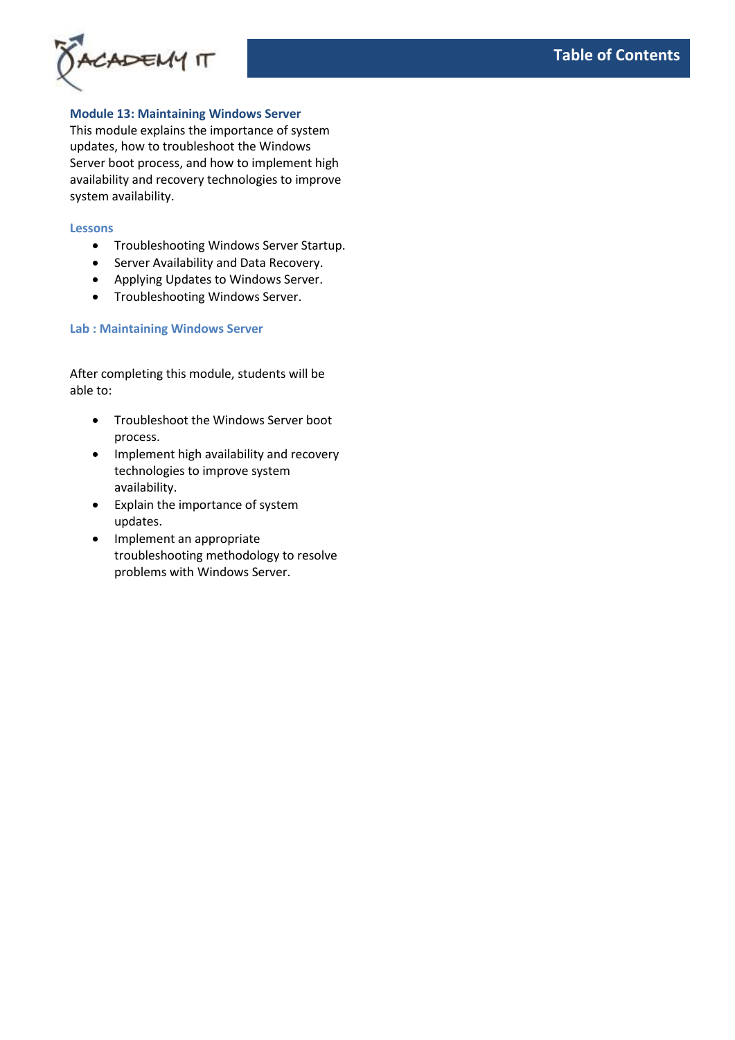### Module 13: Maintaining Windows Server

This module explains the importance of system updates, how to troubleshoot the Windows Server boot process, and how to implement high availability and recovery technologies to improve system availability.

#### Lessons

- Troubleshooting Windows Server Startup.
- Server Availability and Data Recovery.
- Applying Updates to Windows Server.
- Troubleshooting Windows Server.

#### Lab : Maintaining Windows Server

After completing this module, students will be able to:

- Troubleshoot the Windows Server boot process.
- Implement high availability and recovery technologies to improve system availability.
- Explain the importance of system updates.
- Implement an appropriate troubleshooting methodology to resolve problems with Windows Server.